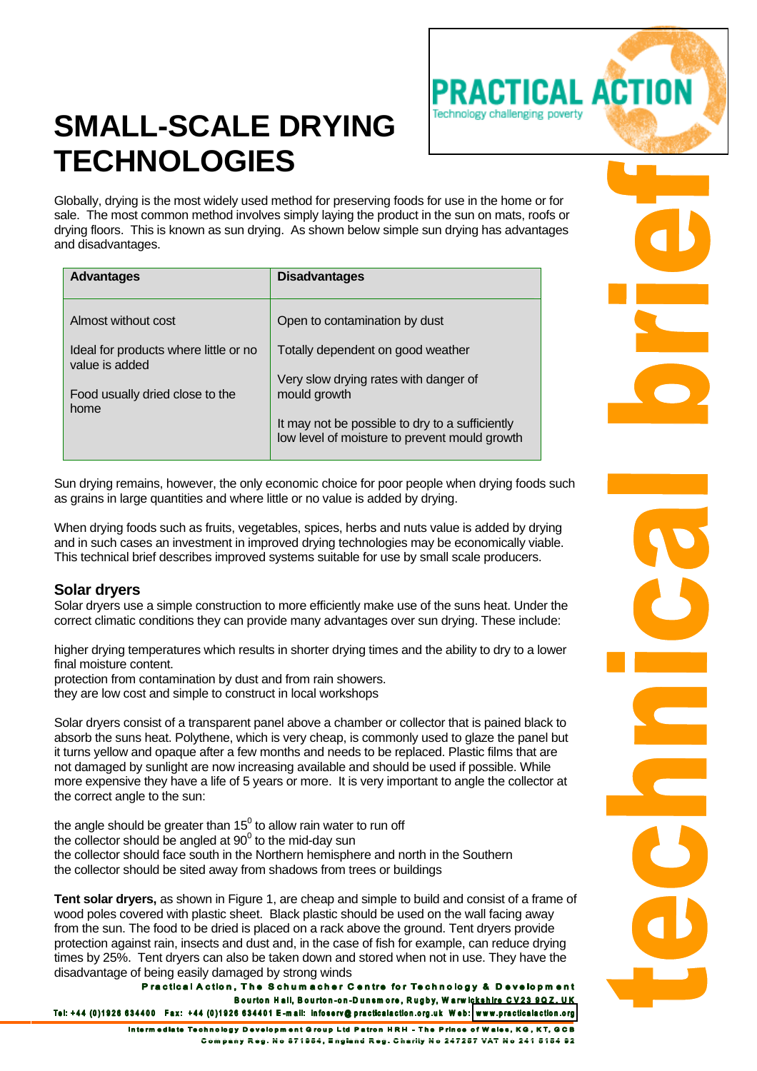# SMALL-SCALE DRYING TECHNOLOGIES

Globally, drying is the most widely used method for preserving foods for use in the home or for sale. The most common method involves simply laying the product in the sun on mats, roofs or drying floors. This is known as sun drying. As shown below simple sun drying has advantages and disadvantages.

| Advantages | Disadvantages |
|---|---|
| Almost without cost<br><br>Ideal for products where little or no value is added<br><br>Food usually dried close to the home | Open to contamination by dust<br><br>Totally dependent on good weather<br><br>Very slow drying rates with danger of mould growth<br><br>It may not be possible to dry to a sufficiently low level of moisture to prevent mould growth |

Sun drying remains, however, the only economic choice for poor people when drying foods such as grains in large quantities and where little or no value is added by drying.

When drying foods such as fruits, vegetables, spices, herbs and nuts value is added by drying and in such cases an investment in improved drying technologies may be economically viable. This technical brief describes improved systems suitable for use by small scale producers.

## Solar dryers

Solar dryers use a simple construction to more efficiently make use of the suns heat. Under the correct climatic conditions they can provide many advantages over sun drying. These include:

higher drying temperatures which results in shorter drying times and the ability to dry to a lower final moisture content.
protection from contamination by dust and from rain showers.
they are low cost and simple to construct in local workshops

Solar dryers consist of a transparent panel above a chamber or collector that is pained black to absorb the suns heat. Polythene, which is very cheap, is commonly used to glaze the panel but it turns yellow and opaque after a few months and needs to be replaced. Plastic films that are not damaged by sunlight are now increasing available and should be used if possible. While more expensive they have a life of 5 years or more. It is very important to angle the collector at the correct angle to the sun:

the angle should be greater than $15^0$ to allow rain water to run off
the collector should be angled at $90^0$ to the mid-day sun
the collector should face south in the Northern hemisphere and north in the Southern
the collector should be sited away from shadows from trees or buildings

**Tent solar dryers,** as shown in Figure 1, are cheap and simple to build and consist of a frame of wood poles covered with plastic sheet. Black plastic should be used on the wall facing away from the sun. The food to be dried is placed on a rack above the ground. Tent dryers provide protection against rain, insects and dust and, in the case of fish for example, can reduce drying times by 25%. Tent dryers can also be taken down and stored when not in use. They have the disadvantage of being easily damaged by strong winds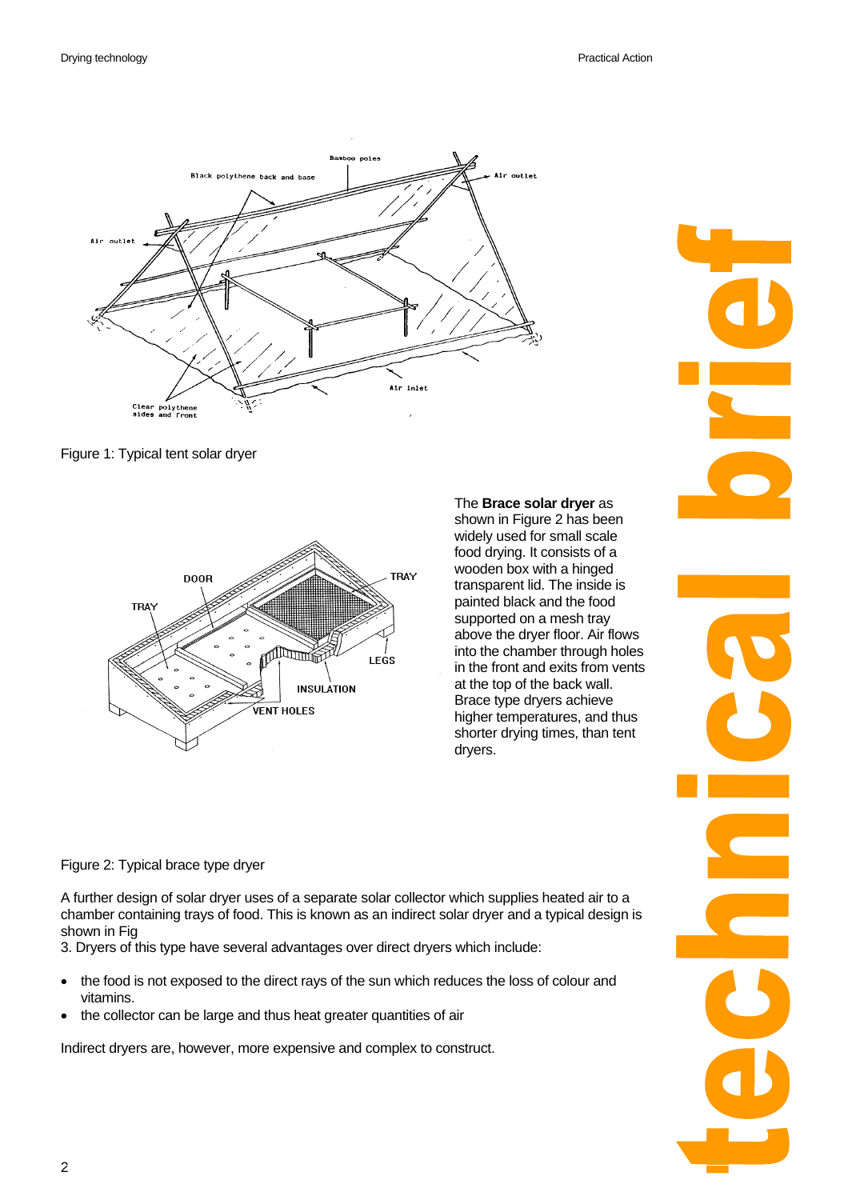Figure 1: Typical tent solar dryer

The **Brace solar dryer** as shown in Figure 2 has been widely used for small scale food drying. It consists of a wooden box with a hinged transparent lid. The inside is painted black and the food supported on a mesh tray above the dryer floor. Air flows into the chamber through holes in the front and exits from vents at the top of the back wall. Brace type dryers achieve higher temperatures, and thus shorter drying times, than tent dryers.

Figure 2: Typical brace type dryer

A further design of solar dryer uses of a separate solar collector which supplies heated air to a chamber containing trays of food. This is known as an indirect solar dryer and a typical design is shown in Fig
3. Dryers of this type have several advantages over direct dryers which include:

- the food is not exposed to the direct rays of the sun which reduces the loss of colour and vitamins.
- the collector can be large and thus heat greater quantities of air

Indirect dryers are, however, more expensive and complex to construct.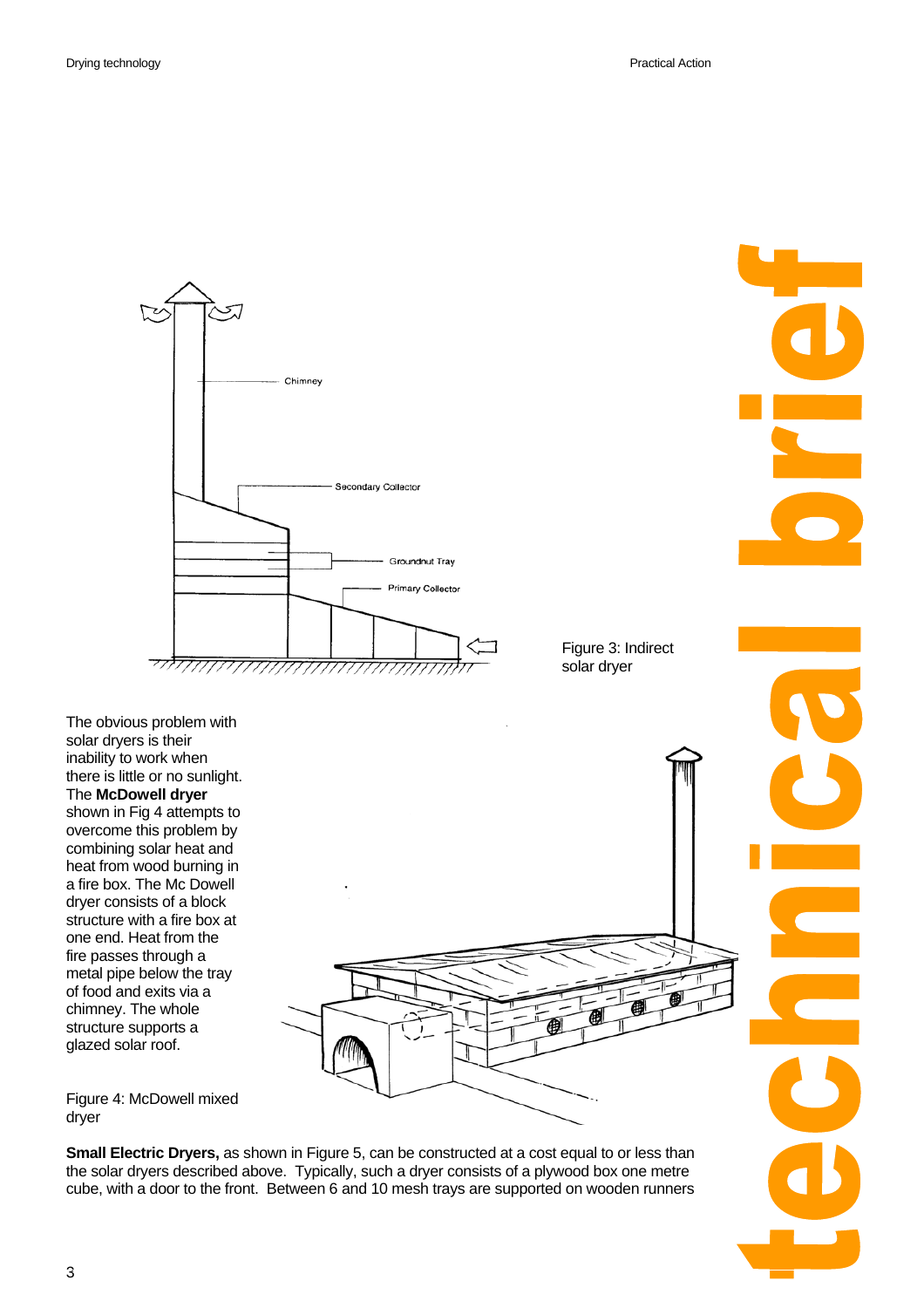Chimney

Secondary Collector

Groundnut Tray

Primary Collector

Figure 3: Indirect solar dryer

The obvious problem with solar dryers is their inability to work when there is little or no sunlight. The **McDowell dryer** shown in Fig 4 attempts to overcome this problem by combining solar heat and heat from wood burning in a fire box. The Mc Dowell dryer consists of a block structure with a fire box at one end. Heat from the fire passes through a metal pipe below the tray of food and exits via a chimney. The whole structure supports a glazed solar roof.

Figure 4: McDowell mixed dryer

**Small Electric Dryers,** as shown in Figure 5, can be constructed at a cost equal to or less than the solar dryers described above. Typically, such a dryer consists of a plywood box one metre cube, with a door to the front. Between 6 and 10 mesh trays are supported on wooden runners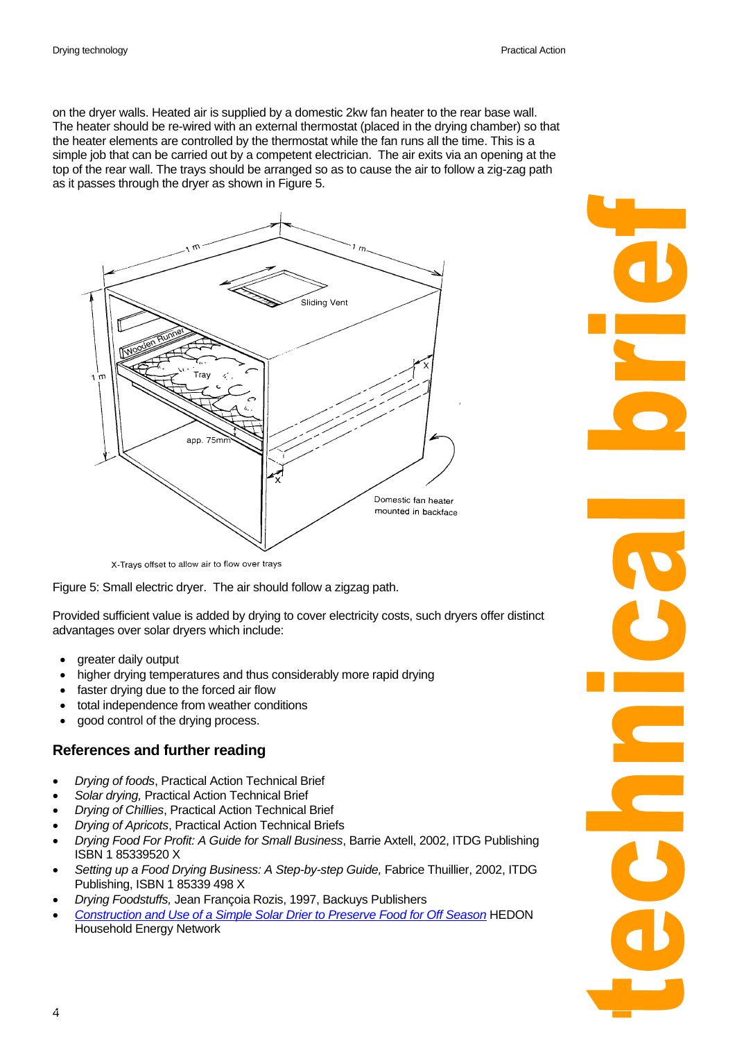on the dryer walls. Heated air is supplied by a domestic 2kw fan heater to the rear base wall. The heater should be re-wired with an external thermostat (placed in the drying chamber) so that the heater elements are controlled by the thermostat while the fan runs all the time. This is a simple job that can be carried out by a competent electrician. The air exits via an opening at the top of the rear wall. The trays should be arranged so as to cause the air to follow a zig-zag path as it passes through the dryer as shown in Figure 5.

1 m
1 m
1 m
Sliding Vent
Wooden Runner
Tray
app. 75mm
X
X
Domestic fan heater mounted in backface

X-Trays offset to allow air to flow over trays

Figure 5: Small electric dryer. The air should follow a zigzag path.

Provided sufficient value is added by drying to cover electricity costs, such dryers offer distinct advantages over solar dryers which include:

- greater daily output
- higher drying temperatures and thus considerably more rapid drying
- faster drying due to the forced air flow
- total independence from weather conditions
- good control of the drying process.

## References and further reading

- *Drying of foods*, Practical Action Technical Brief
- *Solar drying,* Practical Action Technical Brief
- *Drying of Chillies*, Practical Action Technical Brief
- *Drying of Apricots*, Practical Action Technical Briefs
- *Drying Food For Profit: A Guide for Small Business*, Barrie Axtell, 2002, ITDG Publishing ISBN 1 85339520 X
- *Setting up a Food Drying Business: A Step-by-step Guide,* Fabrice Thuillier, 2002, ITDG Publishing, ISBN 1 85339 498 X
- *Drying Foodstuffs,* Jean Françoia Rozis, 1997, Backuys Publishers
- *Construction and Use of a Simple Solar Drier to Preserve Food for Off Season* HEDON Household Energy Network